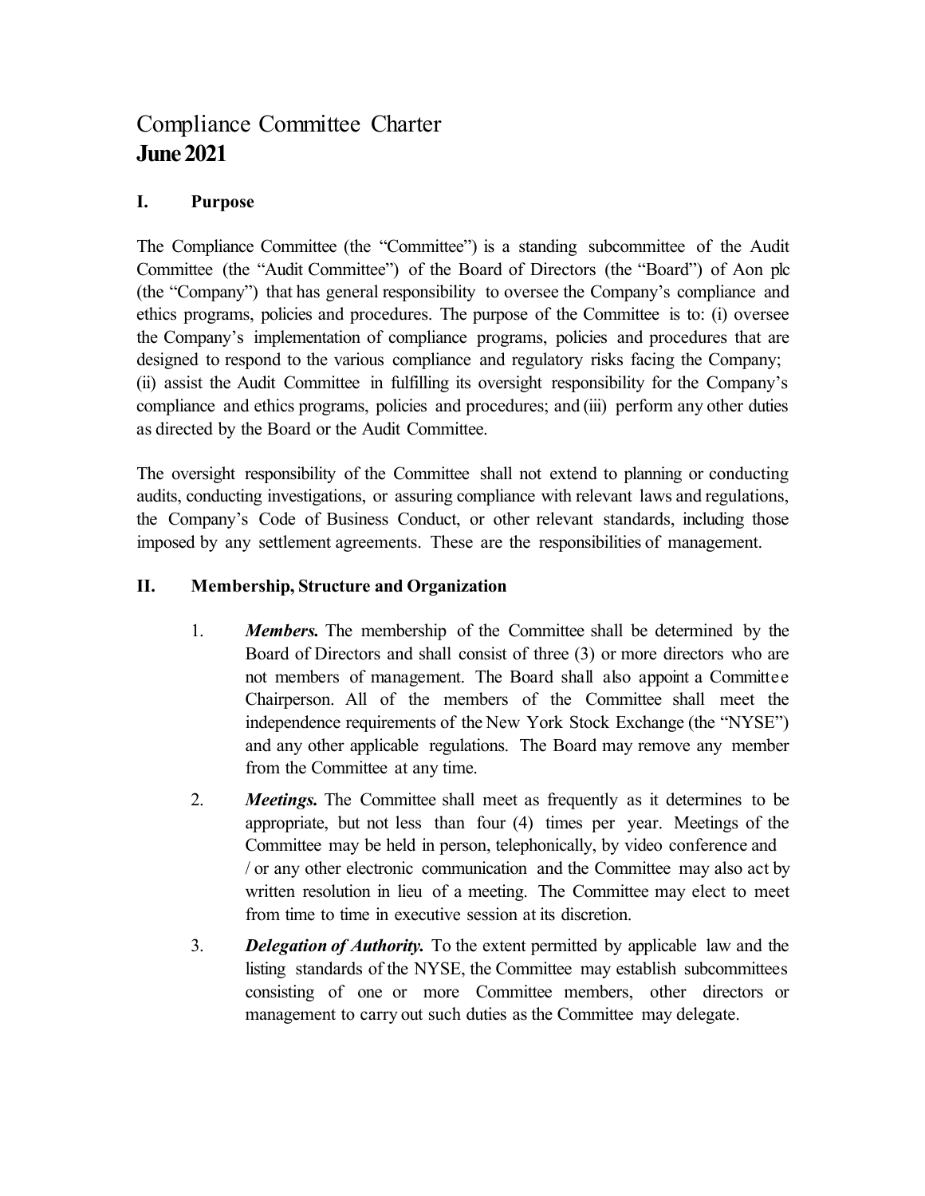# Compliance Committee Charter
**June 2021**

## I. Purpose

The Compliance Committee (the "Committee") is a standing subcommittee of the Audit Committee (the "Audit Committee") of the Board of Directors (the "Board") of Aon plc (the "Company") that has general responsibility to oversee the Company's compliance and ethics programs, policies and procedures. The purpose of the Committee is to: (i) oversee the Company's implementation of compliance programs, policies and procedures that are designed to respond to the various compliance and regulatory risks facing the Company; (ii) assist the Audit Committee in fulfilling its oversight responsibility for the Company's compliance and ethics programs, policies and procedures; and (iii) perform any other duties as directed by the Board or the Audit Committee.

The oversight responsibility of the Committee shall not extend to planning or conducting audits, conducting investigations, or assuring compliance with relevant laws and regulations, the Company's Code of Business Conduct, or other relevant standards, including those imposed by any settlement agreements. These are the responsibilities of management.

## II. Membership, Structure and Organization

1. ***Members.*** The membership of the Committee shall be determined by the Board of Directors and shall consist of three (3) or more directors who are not members of management. The Board shall also appoint a Committee Chairperson. All of the members of the Committee shall meet the independence requirements of the New York Stock Exchange (the "NYSE") and any other applicable regulations. The Board may remove any member from the Committee at any time.

2. ***Meetings.*** The Committee shall meet as frequently as it determines to be appropriate, but not less than four (4) times per year. Meetings of the Committee may be held in person, telephonically, by video conference and / or any other electronic communication and the Committee may also act by written resolution in lieu of a meeting. The Committee may elect to meet from time to time in executive session at its discretion.

3. ***Delegation of Authority.*** To the extent permitted by applicable law and the listing standards of the NYSE, the Committee may establish subcommittees consisting of one or more Committee members, other directors or management to carry out such duties as the Committee may delegate.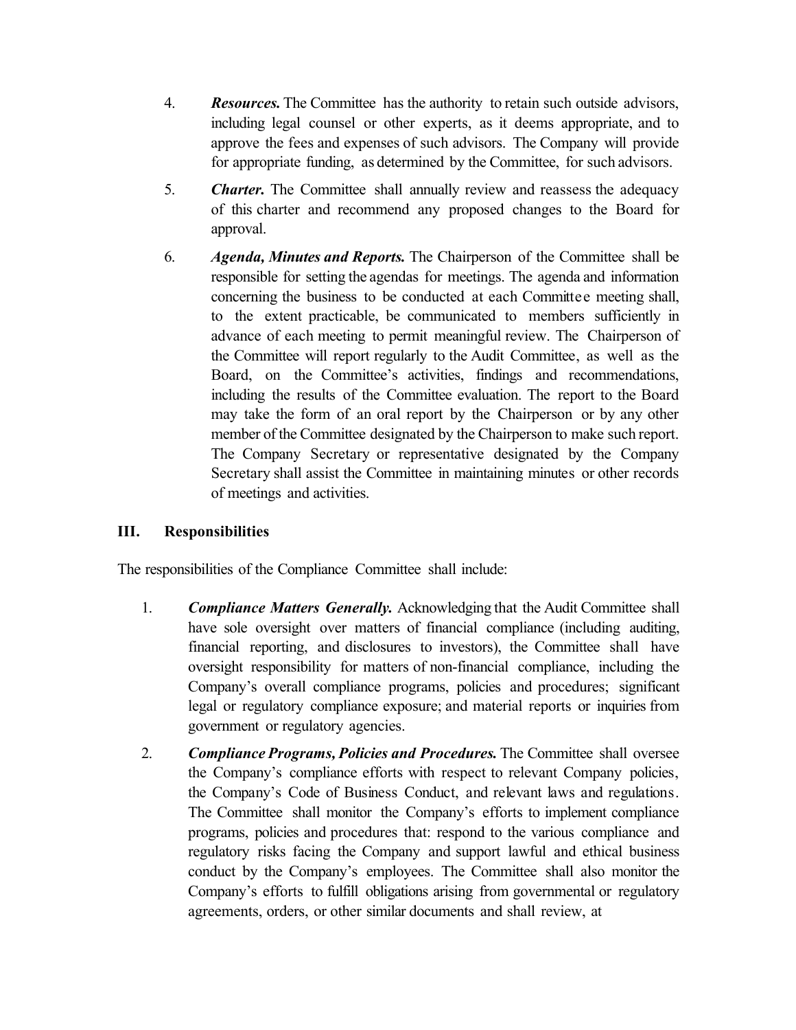4. ***Resources.*** The Committee has the authority to retain such outside advisors, including legal counsel or other experts, as it deems appropriate, and to approve the fees and expenses of such advisors. The Company will provide for appropriate funding, as determined by the Committee, for such advisors.

5. ***Charter.*** The Committee shall annually review and reassess the adequacy of this charter and recommend any proposed changes to the Board for approval.

6. ***Agenda, Minutes and Reports.*** The Chairperson of the Committee shall be responsible for setting the agendas for meetings. The agenda and information concerning the business to be conducted at each Committee meeting shall, to the extent practicable, be communicated to members sufficiently in advance of each meeting to permit meaningful review. The Chairperson of the Committee will report regularly to the Audit Committee, as well as the Board, on the Committee's activities, findings and recommendations, including the results of the Committee evaluation. The report to the Board may take the form of an oral report by the Chairperson or by any other member of the Committee designated by the Chairperson to make such report. The Company Secretary or representative designated by the Company Secretary shall assist the Committee in maintaining minutes or other records of meetings and activities.

## III. Responsibilities

The responsibilities of the Compliance Committee shall include:

1. ***Compliance Matters Generally.*** Acknowledging that the Audit Committee shall have sole oversight over matters of financial compliance (including auditing, financial reporting, and disclosures to investors), the Committee shall have oversight responsibility for matters of non-financial compliance, including the Company's overall compliance programs, policies and procedures; significant legal or regulatory compliance exposure; and material reports or inquiries from government or regulatory agencies.

2. ***Compliance Programs, Policies and Procedures.*** The Committee shall oversee the Company's compliance efforts with respect to relevant Company policies, the Company's Code of Business Conduct, and relevant laws and regulations. The Committee shall monitor the Company's efforts to implement compliance programs, policies and procedures that: respond to the various compliance and regulatory risks facing the Company and support lawful and ethical business conduct by the Company's employees. The Committee shall also monitor the Company's efforts to fulfill obligations arising from governmental or regulatory agreements, orders, or other similar documents and shall review, at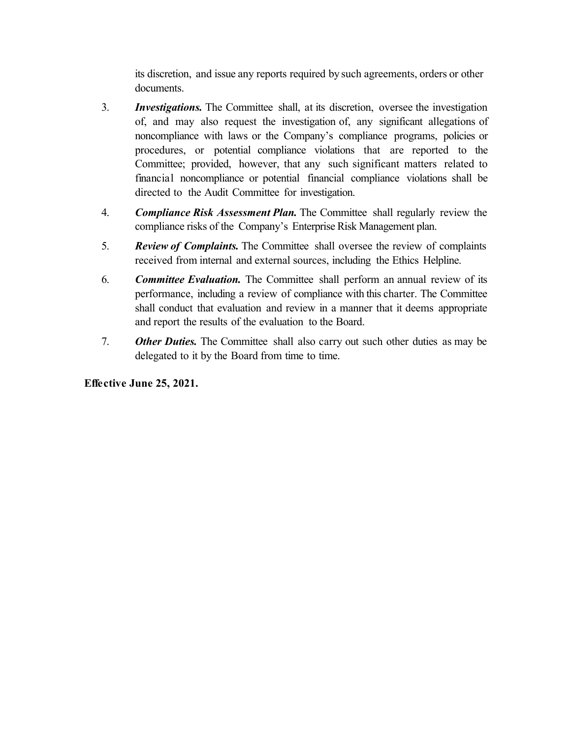its discretion, and issue any reports required by such agreements, orders or other documents.

3. ***Investigations.*** The Committee shall, at its discretion, oversee the investigation of, and may also request the investigation of, any significant allegations of noncompliance with laws or the Company's compliance programs, policies or procedures, or potential compliance violations that are reported to the Committee; provided, however, that any such significant matters related to financia1 noncompliance or potential financial compliance violations shall be directed to the Audit Committee for investigation.

4. ***Compliance Risk Assessment Plan.*** The Committee shall regularly review the compliance risks of the Company's Enterprise Risk Management plan.

5. ***Review of Complaints.*** The Committee shall oversee the review of complaints received from internal and external sources, including the Ethics Helpline.

6. ***Committee Evaluation.*** The Committee shall perform an annual review of its performance, including a review of compliance with this charter. The Committee shall conduct that evaluation and review in a manner that it deems appropriate and report the results of the evaluation to the Board.

7. ***Other Duties.*** The Committee shall also carry out such other duties as may be delegated to it by the Board from time to time.

**Effective June 25, 2021.**